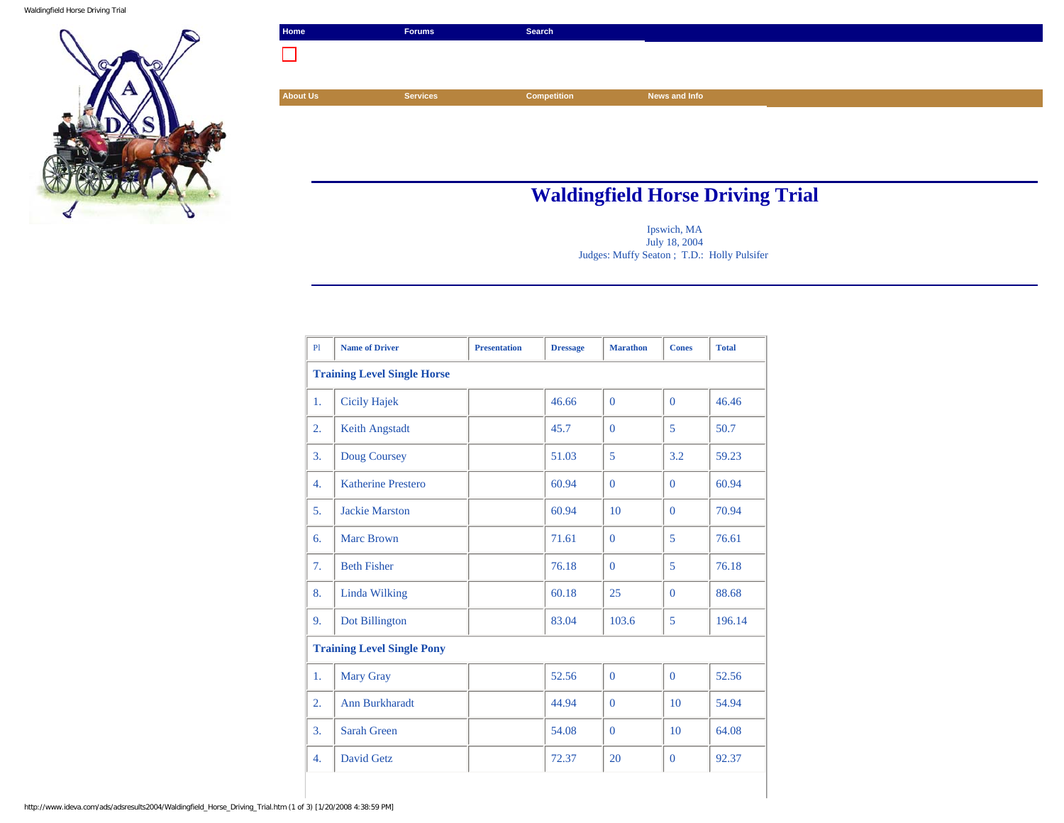Home | Forums | Search

About Us | Services | Competition | News and Info

# Waldingfield Horse Driving Trial

Ipswich, MA
July 18, 2004
Judges: Muffy Seaton ; T.D.: Holly Pulsifer

| Pl | Name of Driver | Presentation | Dressage | Marathon | Cones | Total |
|---|---|---|---|---|---|---|
| **Training Level Single Horse** | | | | | | |
| 1. | Cicily Hajek | | 46.66 | 0 | 0 | 46.46 |
| 2. | Keith Angstadt | | 45.7 | 0 | 5 | 50.7 |
| 3. | Doug Coursey | | 51.03 | 5 | 3.2 | 59.23 |
| 4. | Katherine Prestero | | 60.94 | 0 | 0 | 60.94 |
| 5. | Jackie Marston | | 60.94 | 10 | 0 | 70.94 |
| 6. | Marc Brown | | 71.61 | 0 | 5 | 76.61 |
| 7. | Beth Fisher | | 76.18 | 0 | 5 | 76.18 |
| 8. | Linda Wilking | | 60.18 | 25 | 0 | 88.68 |
| 9. | Dot Billington | | 83.04 | 103.6 | 5 | 196.14 |
| **Training Level Single Pony** | | | | | | |
| 1. | Mary Gray | | 52.56 | 0 | 0 | 52.56 |
| 2. | Ann Burkharadt | | 44.94 | 0 | 10 | 54.94 |
| 3. | Sarah Green | | 54.08 | 0 | 10 | 64.08 |
| 4. | David Getz | | 72.37 | 20 | 0 | 92.37 |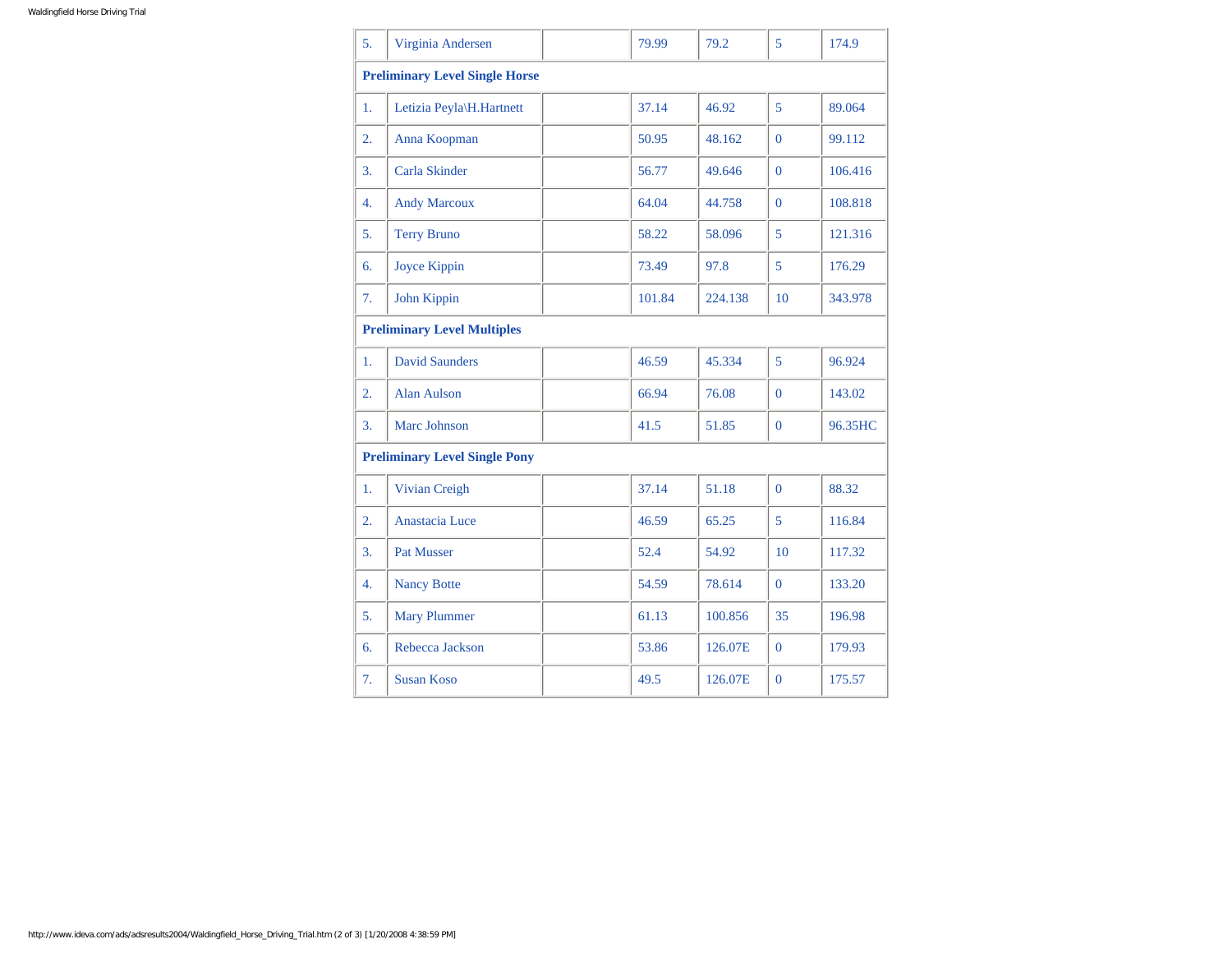| | | | | | | |
|---|---|---|---|---|---|---|
| 5. | Virginia Andersen | | 79.99 | 79.2 | 5 | 174.9 |
| **Preliminary Level Single Horse** | | | | | | |
| 1. | Letizia Peyla\H.Hartnett | | 37.14 | 46.92 | 5 | 89.064 |
| 2. | Anna Koopman | | 50.95 | 48.162 | 0 | 99.112 |
| 3. | Carla Skinder | | 56.77 | 49.646 | 0 | 106.416 |
| 4. | Andy Marcoux | | 64.04 | 44.758 | 0 | 108.818 |
| 5. | Terry Bruno | | 58.22 | 58.096 | 5 | 121.316 |
| 6. | Joyce Kippin | | 73.49 | 97.8 | 5 | 176.29 |
| 7. | John Kippin | | 101.84 | 224.138 | 10 | 343.978 |
| **Preliminary Level Multiples** | | | | | | |
| 1. | David Saunders | | 46.59 | 45.334 | 5 | 96.924 |
| 2. | Alan Aulson | | 66.94 | 76.08 | 0 | 143.02 |
| 3. | Marc Johnson | | 41.5 | 51.85 | 0 | 96.35HC |
| **Preliminary Level Single Pony** | | | | | | |
| 1. | Vivian Creigh | | 37.14 | 51.18 | 0 | 88.32 |
| 2. | Anastacia Luce | | 46.59 | 65.25 | 5 | 116.84 |
| 3. | Pat Musser | | 52.4 | 54.92 | 10 | 117.32 |
| 4. | Nancy Botte | | 54.59 | 78.614 | 0 | 133.20 |
| 5. | Mary Plummer | | 61.13 | 100.856 | 35 | 196.98 |
| 6. | Rebecca Jackson | | 53.86 | 126.07E | 0 | 179.93 |
| 7. | Susan Koso | | 49.5 | 126.07E | 0 | 175.57 |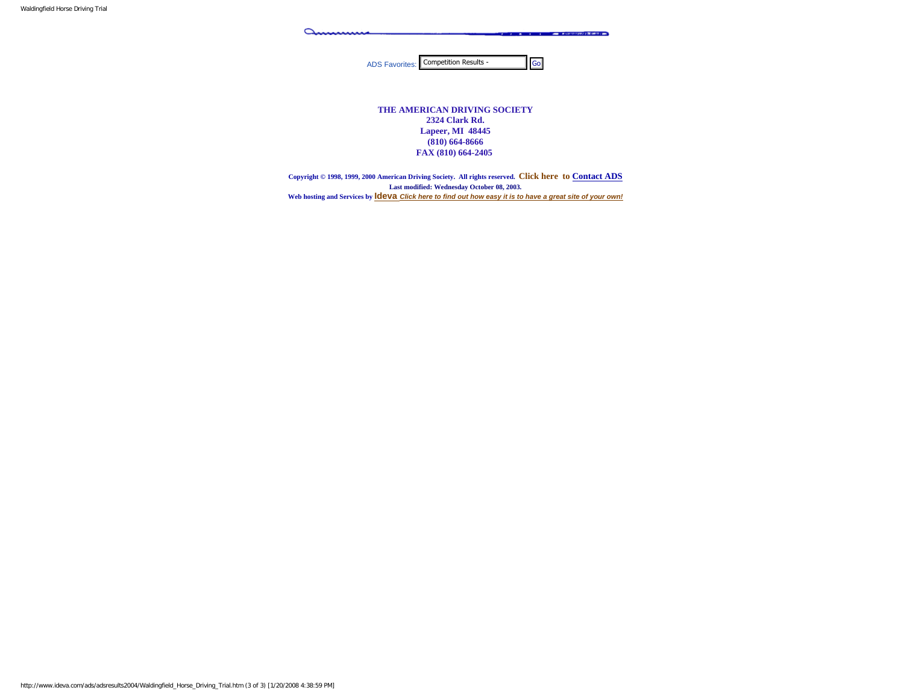ADS Favorites: Competition Results - Go

**THE AMERICAN DRIVING SOCIETY**
**2324 Clark Rd.**
**Lapeer, MI 48445**
**(810) 664-8666**
**FAX (810) 664-2405**

**Copyright © 1998, 1999, 2000 American Driving Society. All rights reserved. Click here to Contact ADS**
**Last modified: Wednesday October 08, 2003.**
**Web hosting and Services by Ideva** ***Click here to find out how easy it is to have a great site of your own!***